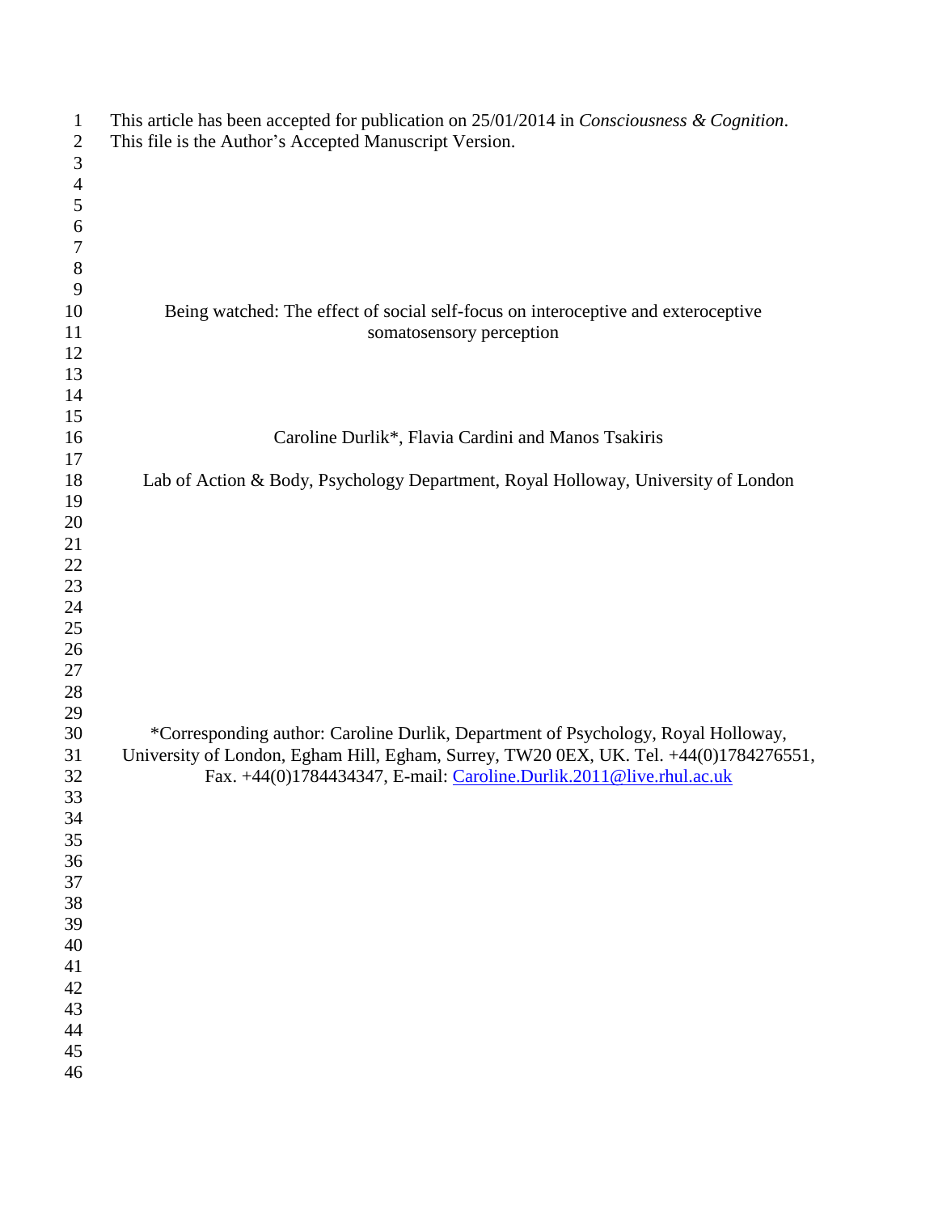This article has been accepted for publication on 25/01/2014 in *Consciousness & Cognition*.
This file is the Author's Accepted Manuscript Version.

# Being watched: The effect of social self-focus on interoceptive and exteroceptive somatosensory perception

Caroline Durlik*, Flavia Cardini and Manos Tsakiris

Lab of Action & Body, Psychology Department, Royal Holloway, University of London

*Corresponding author: Caroline Durlik, Department of Psychology, Royal Holloway, University of London, Egham Hill, Egham, Surrey, TW20 0EX, UK. Tel. +44(0)1784276551, Fax. +44(0)1784434347, E-mail: Caroline.Durlik.2011@live.rhul.ac.uk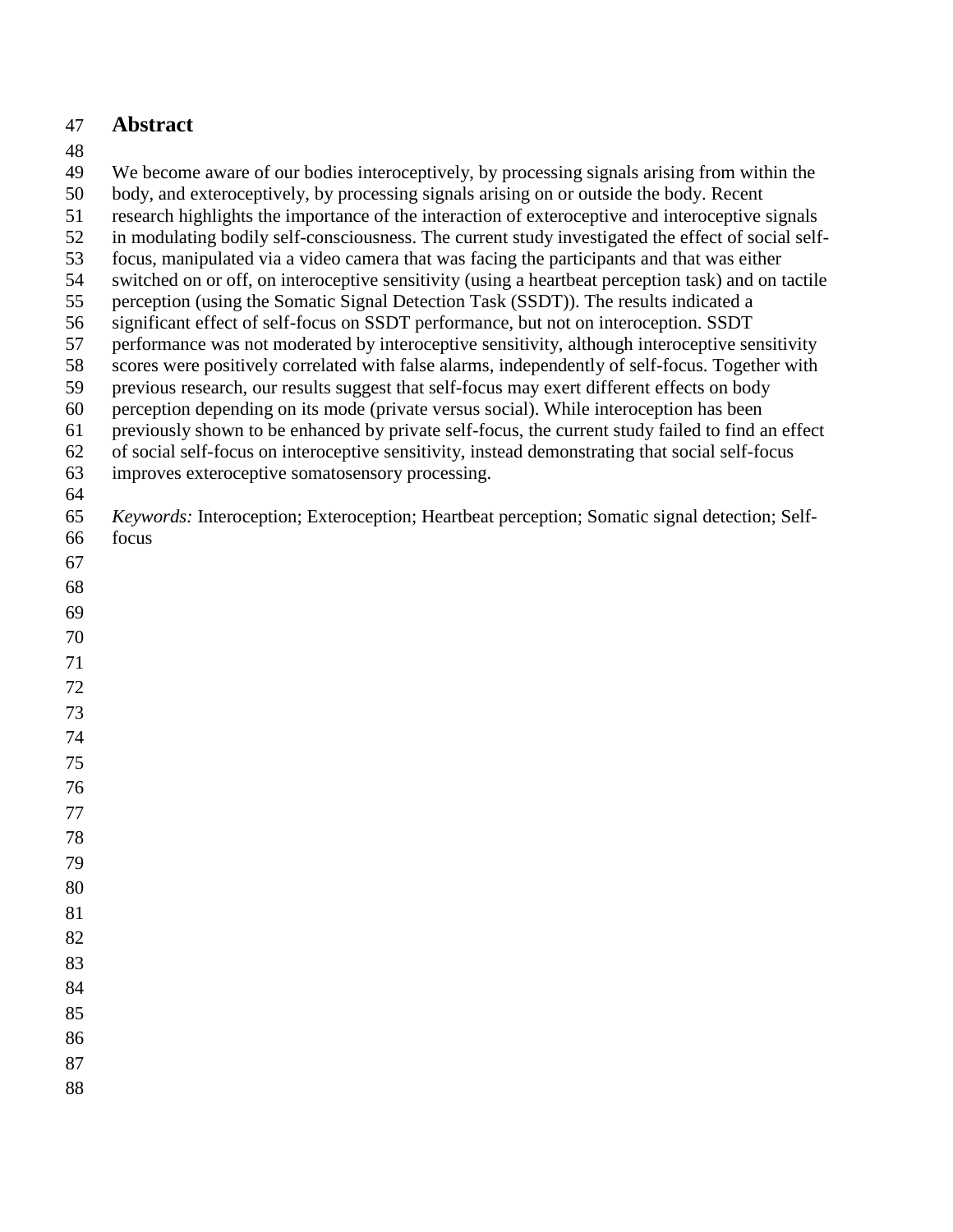## Abstract

We become aware of our bodies interoceptively, by processing signals arising from within the body, and exteroceptively, by processing signals arising on or outside the body. Recent research highlights the importance of the interaction of exteroceptive and interoceptive signals in modulating bodily self-consciousness. The current study investigated the effect of social self-focus, manipulated via a video camera that was facing the participants and that was either switched on or off, on interoceptive sensitivity (using a heartbeat perception task) and on tactile perception (using the Somatic Signal Detection Task (SSDT)). The results indicated a significant effect of self-focus on SSDT performance, but not on interoception. SSDT performance was not moderated by interoceptive sensitivity, although interoceptive sensitivity scores were positively correlated with false alarms, independently of self-focus. Together with previous research, our results suggest that self-focus may exert different effects on body perception depending on its mode (private versus social). While interoception has been previously shown to be enhanced by private self-focus, the current study failed to find an effect of social self-focus on interoceptive sensitivity, instead demonstrating that social self-focus improves exteroceptive somatosensory processing.

*Keywords:* Interoception; Exteroception; Heartbeat perception; Somatic signal detection; Self-focus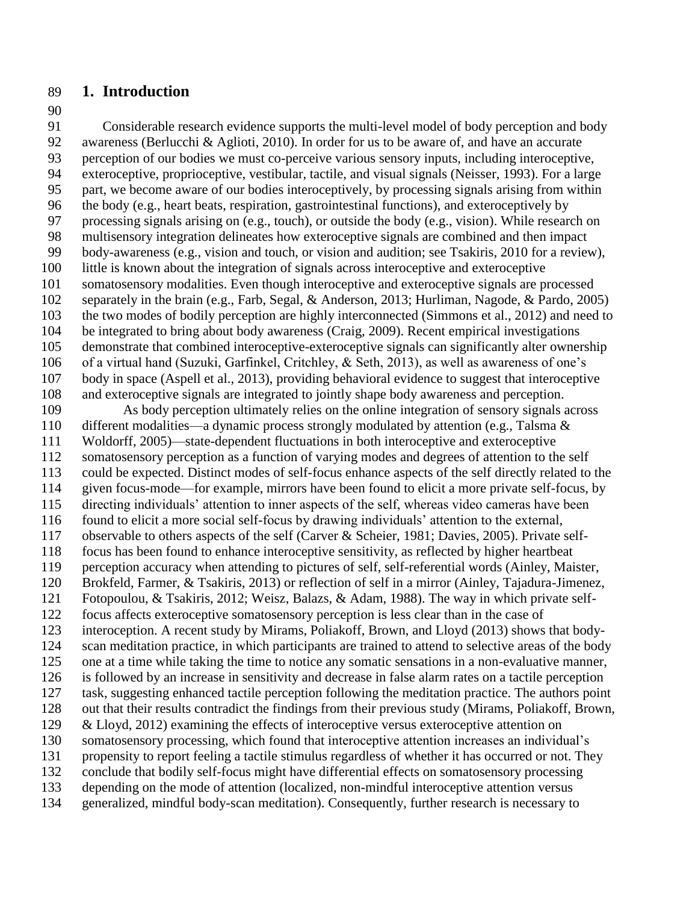# 1. Introduction

Considerable research evidence supports the multi-level model of body perception and body awareness (Berlucchi & Aglioti, 2010). In order for us to be aware of, and have an accurate perception of our bodies we must co-perceive various sensory inputs, including interoceptive, exteroceptive, proprioceptive, vestibular, tactile, and visual signals (Neisser, 1993). For a large part, we become aware of our bodies interoceptively, by processing signals arising from within the body (e.g., heart beats, respiration, gastrointestinal functions), and exteroceptively by processing signals arising on (e.g., touch), or outside the body (e.g., vision). While research on multisensory integration delineates how exteroceptive signals are combined and then impact body-awareness (e.g., vision and touch, or vision and audition; see Tsakiris, 2010 for a review), little is known about the integration of signals across interoceptive and exteroceptive somatosensory modalities. Even though interoceptive and exteroceptive signals are processed separately in the brain (e.g., Farb, Segal, & Anderson, 2013; Hurliman, Nagode, & Pardo, 2005) the two modes of bodily perception are highly interconnected (Simmons et al., 2012) and need to be integrated to bring about body awareness (Craig, 2009). Recent empirical investigations demonstrate that combined interoceptive-exteroceptive signals can significantly alter ownership of a virtual hand (Suzuki, Garfinkel, Critchley, & Seth, 2013), as well as awareness of one's body in space (Aspell et al., 2013), providing behavioral evidence to suggest that interoceptive and exteroceptive signals are integrated to jointly shape body awareness and perception.

As body perception ultimately relies on the online integration of sensory signals across different modalities—a dynamic process strongly modulated by attention (e.g., Talsma & Woldorff, 2005)—state-dependent fluctuations in both interoceptive and exteroceptive somatosensory perception as a function of varying modes and degrees of attention to the self could be expected. Distinct modes of self-focus enhance aspects of the self directly related to the given focus-mode—for example, mirrors have been found to elicit a more private self-focus, by directing individuals' attention to inner aspects of the self, whereas video cameras have been found to elicit a more social self-focus by drawing individuals' attention to the external, observable to others aspects of the self (Carver & Scheier, 1981; Davies, 2005). Private self-focus has been found to enhance interoceptive sensitivity, as reflected by higher heartbeat perception accuracy when attending to pictures of self, self-referential words (Ainley, Maister, Brokfeld, Farmer, & Tsakiris, 2013) or reflection of self in a mirror (Ainley, Tajadura-Jimenez, Fotopoulou, & Tsakiris, 2012; Weisz, Balazs, & Adam, 1988). The way in which private self-focus affects exteroceptive somatosensory perception is less clear than in the case of interoception. A recent study by Mirams, Poliakoff, Brown, and Lloyd (2013) shows that body-scan meditation practice, in which participants are trained to attend to selective areas of the body one at a time while taking the time to notice any somatic sensations in a non-evaluative manner, is followed by an increase in sensitivity and decrease in false alarm rates on a tactile perception task, suggesting enhanced tactile perception following the meditation practice. The authors point out that their results contradict the findings from their previous study (Mirams, Poliakoff, Brown, & Lloyd, 2012) examining the effects of interoceptive versus exteroceptive attention on somatosensory processing, which found that interoceptive attention increases an individual's propensity to report feeling a tactile stimulus regardless of whether it has occurred or not. They conclude that bodily self-focus might have differential effects on somatosensory processing depending on the mode of attention (localized, non-mindful interoceptive attention versus generalized, mindful body-scan meditation). Consequently, further research is necessary to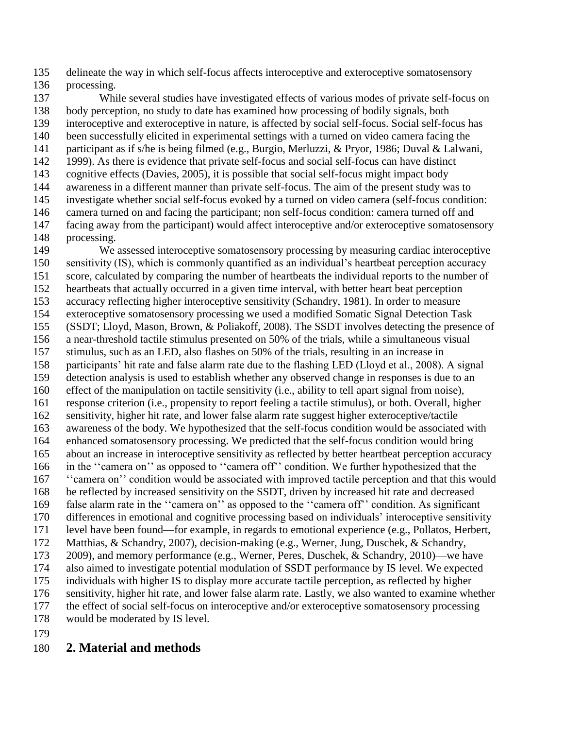delineate the way in which self-focus affects interoceptive and exteroceptive somatosensory processing.

While several studies have investigated effects of various modes of private self-focus on body perception, no study to date has examined how processing of bodily signals, both interoceptive and exteroceptive in nature, is affected by social self-focus. Social self-focus has been successfully elicited in experimental settings with a turned on video camera facing the participant as if s/he is being filmed (e.g., Burgio, Merluzzi, & Pryor, 1986; Duval & Lalwani, 1999). As there is evidence that private self-focus and social self-focus can have distinct cognitive effects (Davies, 2005), it is possible that social self-focus might impact body awareness in a different manner than private self-focus. The aim of the present study was to investigate whether social self-focus evoked by a turned on video camera (self-focus condition: camera turned on and facing the participant; non self-focus condition: camera turned off and facing away from the participant) would affect interoceptive and/or exteroceptive somatosensory processing.

We assessed interoceptive somatosensory processing by measuring cardiac interoceptive sensitivity (IS), which is commonly quantified as an individual's heartbeat perception accuracy score, calculated by comparing the number of heartbeats the individual reports to the number of heartbeats that actually occurred in a given time interval, with better heart beat perception accuracy reflecting higher interoceptive sensitivity (Schandry, 1981). In order to measure exteroceptive somatosensory processing we used a modified Somatic Signal Detection Task (SSDT; Lloyd, Mason, Brown, & Poliakoff, 2008). The SSDT involves detecting the presence of a near-threshold tactile stimulus presented on 50% of the trials, while a simultaneous visual stimulus, such as an LED, also flashes on 50% of the trials, resulting in an increase in participants' hit rate and false alarm rate due to the flashing LED (Lloyd et al., 2008). A signal detection analysis is used to establish whether any observed change in responses is due to an effect of the manipulation on tactile sensitivity (i.e., ability to tell apart signal from noise), response criterion (i.e., propensity to report feeling a tactile stimulus), or both. Overall, higher sensitivity, higher hit rate, and lower false alarm rate suggest higher exteroceptive/tactile awareness of the body. We hypothesized that the self-focus condition would be associated with enhanced somatosensory processing. We predicted that the self-focus condition would bring about an increase in interoceptive sensitivity as reflected by better heartbeat perception accuracy in the ''camera on'' as opposed to ''camera off'' condition. We further hypothesized that the ''camera on'' condition would be associated with improved tactile perception and that this would be reflected by increased sensitivity on the SSDT, driven by increased hit rate and decreased false alarm rate in the ''camera on'' as opposed to the ''camera off'' condition. As significant differences in emotional and cognitive processing based on individuals' interoceptive sensitivity level have been found—for example, in regards to emotional experience (e.g., Pollatos, Herbert, Matthias, & Schandry, 2007), decision-making (e.g., Werner, Jung, Duschek, & Schandry, 2009), and memory performance (e.g., Werner, Peres, Duschek, & Schandry, 2010)—we have also aimed to investigate potential modulation of SSDT performance by IS level. We expected individuals with higher IS to display more accurate tactile perception, as reflected by higher sensitivity, higher hit rate, and lower false alarm rate. Lastly, we also wanted to examine whether the effect of social self-focus on interoceptive and/or exteroceptive somatosensory processing would be moderated by IS level.

## 2. Material and methods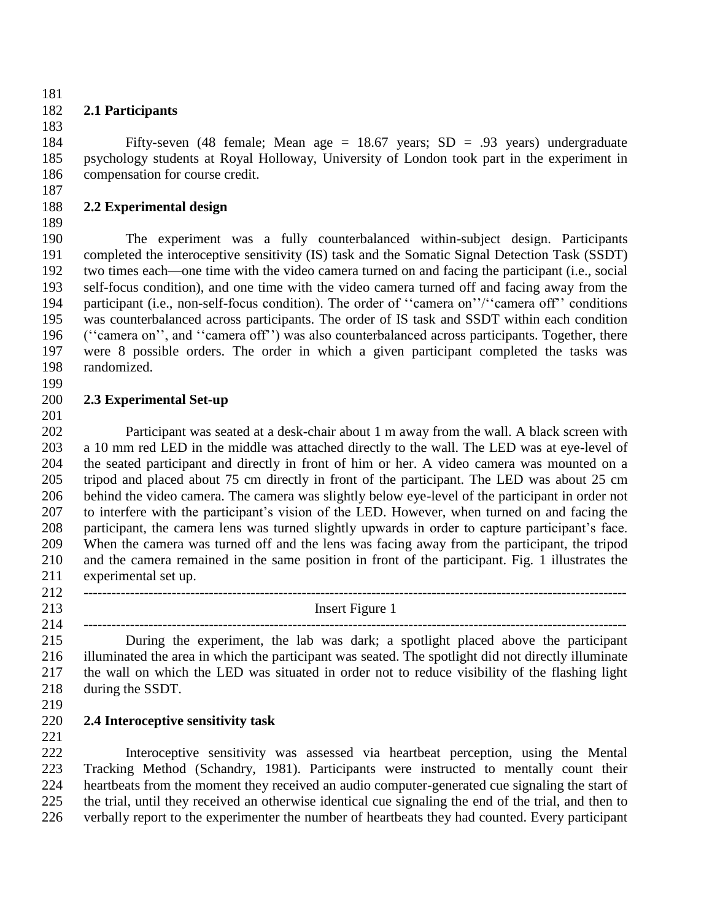## 2.1 Participants

Fifty-seven (48 female; Mean age = 18.67 years; SD = .93 years) undergraduate psychology students at Royal Holloway, University of London took part in the experiment in compensation for course credit.

## 2.2 Experimental design

The experiment was a fully counterbalanced within-subject design. Participants completed the interoceptive sensitivity (IS) task and the Somatic Signal Detection Task (SSDT) two times each—one time with the video camera turned on and facing the participant (i.e., social self-focus condition), and one time with the video camera turned off and facing away from the participant (i.e., non-self-focus condition). The order of ''camera on''/''camera off'' conditions was counterbalanced across participants. The order of IS task and SSDT within each condition (''camera on'', and ''camera off'') was also counterbalanced across participants. Together, there were 8 possible orders. The order in which a given participant completed the tasks was randomized.

## 2.3 Experimental Set-up

Participant was seated at a desk-chair about 1 m away from the wall. A black screen with a 10 mm red LED in the middle was attached directly to the wall. The LED was at eye-level of the seated participant and directly in front of him or her. A video camera was mounted on a tripod and placed about 75 cm directly in front of the participant. The LED was about 25 cm behind the video camera. The camera was slightly below eye-level of the participant in order not to interfere with the participant's vision of the LED. However, when turned on and facing the participant, the camera lens was turned slightly upwards in order to capture participant's face. When the camera was turned off and the lens was facing away from the participant, the tripod and the camera remained in the same position in front of the participant. Fig. 1 illustrates the experimental set up.

---

Insert Figure 1

---

During the experiment, the lab was dark; a spotlight placed above the participant illuminated the area in which the participant was seated. The spotlight did not directly illuminate the wall on which the LED was situated in order not to reduce visibility of the flashing light during the SSDT.

## 2.4 Interoceptive sensitivity task

Interoceptive sensitivity was assessed via heartbeat perception, using the Mental Tracking Method (Schandry, 1981). Participants were instructed to mentally count their heartbeats from the moment they received an audio computer-generated cue signaling the start of the trial, until they received an otherwise identical cue signaling the end of the trial, and then to verbally report to the experimenter the number of heartbeats they had counted. Every participant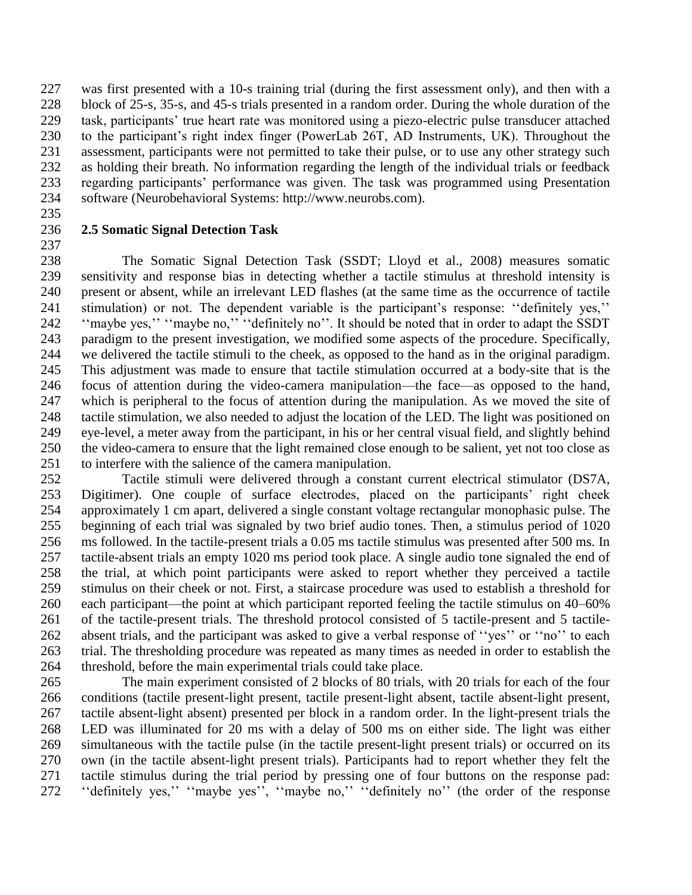was first presented with a 10-s training trial (during the first assessment only), and then with a block of 25-s, 35-s, and 45-s trials presented in a random order. During the whole duration of the task, participants' true heart rate was monitored using a piezo-electric pulse transducer attached to the participant's right index finger (PowerLab 26T, AD Instruments, UK). Throughout the assessment, participants were not permitted to take their pulse, or to use any other strategy such as holding their breath. No information regarding the length of the individual trials or feedback regarding participants' performance was given. The task was programmed using Presentation software (Neurobehavioral Systems: http://www.neurobs.com).

### 2.5 Somatic Signal Detection Task

The Somatic Signal Detection Task (SSDT; Lloyd et al., 2008) measures somatic sensitivity and response bias in detecting whether a tactile stimulus at threshold intensity is present or absent, while an irrelevant LED flashes (at the same time as the occurrence of tactile stimulation) or not. The dependent variable is the participant's response: ''definitely yes,'' ''maybe yes,'' ''maybe no,'' ''definitely no''. It should be noted that in order to adapt the SSDT paradigm to the present investigation, we modified some aspects of the procedure. Specifically, we delivered the tactile stimuli to the cheek, as opposed to the hand as in the original paradigm. This adjustment was made to ensure that tactile stimulation occurred at a body-site that is the focus of attention during the video-camera manipulation—the face—as opposed to the hand, which is peripheral to the focus of attention during the manipulation. As we moved the site of tactile stimulation, we also needed to adjust the location of the LED. The light was positioned on eye-level, a meter away from the participant, in his or her central visual field, and slightly behind the video-camera to ensure that the light remained close enough to be salient, yet not too close as to interfere with the salience of the camera manipulation.

Tactile stimuli were delivered through a constant current electrical stimulator (DS7A, Digitimer). One couple of surface electrodes, placed on the participants' right cheek approximately 1 cm apart, delivered a single constant voltage rectangular monophasic pulse. The beginning of each trial was signaled by two brief audio tones. Then, a stimulus period of 1020 ms followed. In the tactile-present trials a 0.05 ms tactile stimulus was presented after 500 ms. In tactile-absent trials an empty 1020 ms period took place. A single audio tone signaled the end of the trial, at which point participants were asked to report whether they perceived a tactile stimulus on their cheek or not. First, a staircase procedure was used to establish a threshold for each participant—the point at which participant reported feeling the tactile stimulus on 40–60% of the tactile-present trials. The threshold protocol consisted of 5 tactile-present and 5 tactile-absent trials, and the participant was asked to give a verbal response of ''yes'' or ''no'' to each trial. The thresholding procedure was repeated as many times as needed in order to establish the threshold, before the main experimental trials could take place.

The main experiment consisted of 2 blocks of 80 trials, with 20 trials for each of the four conditions (tactile present-light present, tactile present-light absent, tactile absent-light present, tactile absent-light absent) presented per block in a random order. In the light-present trials the LED was illuminated for 20 ms with a delay of 500 ms on either side. The light was either simultaneous with the tactile pulse (in the tactile present-light present trials) or occurred on its own (in the tactile absent-light present trials). Participants had to report whether they felt the tactile stimulus during the trial period by pressing one of four buttons on the response pad: ''definitely yes,'' ''maybe yes'', ''maybe no,'' ''definitely no'' (the order of the response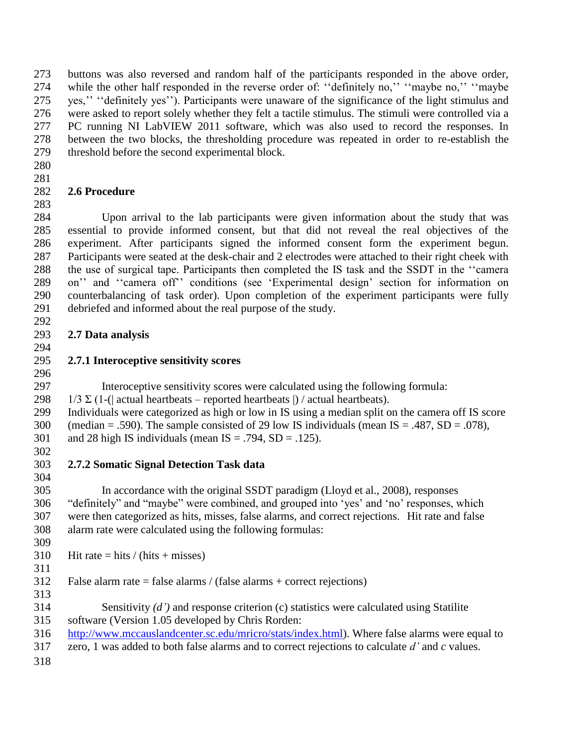buttons was also reversed and random half of the participants responded in the above order, while the other half responded in the reverse order of: ''definitely no,'' ''maybe no,'' ''maybe yes,'' ''definitely yes''). Participants were unaware of the significance of the light stimulus and were asked to report solely whether they felt a tactile stimulus. The stimuli were controlled via a PC running NI LabVIEW 2011 software, which was also used to record the responses. In between the two blocks, the thresholding procedure was repeated in order to re-establish the threshold before the second experimental block.

## 2.6 Procedure

Upon arrival to the lab participants were given information about the study that was essential to provide informed consent, but that did not reveal the real objectives of the experiment. After participants signed the informed consent form the experiment begun. Participants were seated at the desk-chair and 2 electrodes were attached to their right cheek with the use of surgical tape. Participants then completed the IS task and the SSDT in the ''camera on'' and ''camera off'' conditions (see 'Experimental design' section for information on counterbalancing of task order). Upon completion of the experiment participants were fully debriefed and informed about the real purpose of the study.

## 2.7 Data analysis

### 2.7.1 Interoceptive sensitivity scores

Interoceptive sensitivity scores were calculated using the following formula:

$1/3\ \Sigma$ (1-(| actual heartbeats – reported heartbeats |) / actual heartbeats).

Individuals were categorized as high or low in IS using a median split on the camera off IS score (median = .590). The sample consisted of 29 low IS individuals (mean IS = .487, SD = .078), and 28 high IS individuals (mean IS = .794, SD = .125).

### 2.7.2 Somatic Signal Detection Task data

In accordance with the original SSDT paradigm (Lloyd et al., 2008), responses "definitely" and "maybe" were combined, and grouped into 'yes' and 'no' responses, which were then categorized as hits, misses, false alarms, and correct rejections. Hit rate and false alarm rate were calculated using the following formulas:

Hit rate = hits / (hits + misses)

False alarm rate = false alarms / (false alarms + correct rejections)

Sensitivity *(d')* and response criterion (c) statistics were calculated using Statilite software (Version 1.05 developed by Chris Rorden: http://www.mccauslandcenter.sc.edu/mricro/stats/index.html). Where false alarms were equal to zero, 1 was added to both false alarms and to correct rejections to calculate *d'* and *c* values.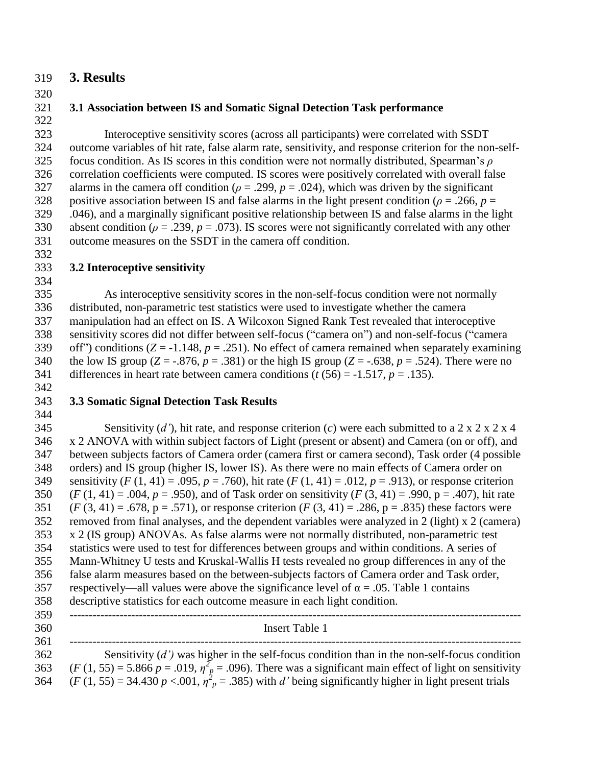## 3. Results

### 3.1 Association between IS and Somatic Signal Detection Task performance

Interoceptive sensitivity scores (across all participants) were correlated with SSDT outcome variables of hit rate, false alarm rate, sensitivity, and response criterion for the non-self-focus condition. As IS scores in this condition were not normally distributed, Spearman's $\rho$ correlation coefficients were computed. IS scores were positively correlated with overall false alarms in the camera off condition ($\rho = .299$, $p = .024$), which was driven by the significant positive association between IS and false alarms in the light present condition ($\rho = .266$, $p = .046$), and a marginally significant positive relationship between IS and false alarms in the light absent condition ($\rho = .239$, $p = .073$). IS scores were not significantly correlated with any other outcome measures on the SSDT in the camera off condition.

### 3.2 Interoceptive sensitivity

As interoceptive sensitivity scores in the non-self-focus condition were not normally distributed, non-parametric test statistics were used to investigate whether the camera manipulation had an effect on IS. A Wilcoxon Signed Rank Test revealed that interoceptive sensitivity scores did not differ between self-focus ("camera on") and non-self-focus ("camera off") conditions ($Z = -1.148$, $p = .251$). No effect of camera remained when separately examining the low IS group ($Z = -.876$, $p = .381$) or the high IS group ($Z = -.638$, $p = .524$). There were no differences in heart rate between camera conditions ($t\ (56) = -1.517$, $p = .135$).

### 3.3 Somatic Signal Detection Task Results

Sensitivity (*d'*), hit rate, and response criterion (*c*) were each submitted to a 2 x 2 x 2 x 4 x 2 ANOVA with within subject factors of Light (present or absent) and Camera (on or off), and between subjects factors of Camera order (camera first or camera second), Task order (4 possible orders) and IS group (higher IS, lower IS). As there were no main effects of Camera order on sensitivity ($F\ (1, 41) = .095$, $p = .760$), hit rate ($F\ (1, 41) = .012$, $p = .913$), or response criterion ($F\ (1, 41) = .004$, $p = .950$), and of Task order on sensitivity ($F\ (3, 41) = .990$, p = .407), hit rate ($F\ (3, 41) = .678$, p = .571), or response criterion ($F\ (3, 41) = .286$, p = .835) these factors were removed from final analyses, and the dependent variables were analyzed in 2 (light) x 2 (camera) x 2 (IS group) ANOVAs. As false alarms were not normally distributed, non-parametric test statistics were used to test for differences between groups and within conditions. A series of Mann-Whitney U tests and Kruskal-Wallis H tests revealed no group differences in any of the false alarm measures based on the between-subjects factors of Camera order and Task order, respectively—all values were above the significance level of $\alpha = .05$. Table 1 contains descriptive statistics for each outcome measure in each light condition.

---

Insert Table 1

---

Sensitivity (*d')* was higher in the self-focus condition than in the non-self-focus condition ($F\ (1, 55) = 5.866$ $p = .019$, $\eta^2_p = .096$). There was a significant main effect of light on sensitivity ($F\ (1, 55) = 34.430$ $p < .001$, $\eta^2_p = .385$) with *d'* being significantly higher in light present trials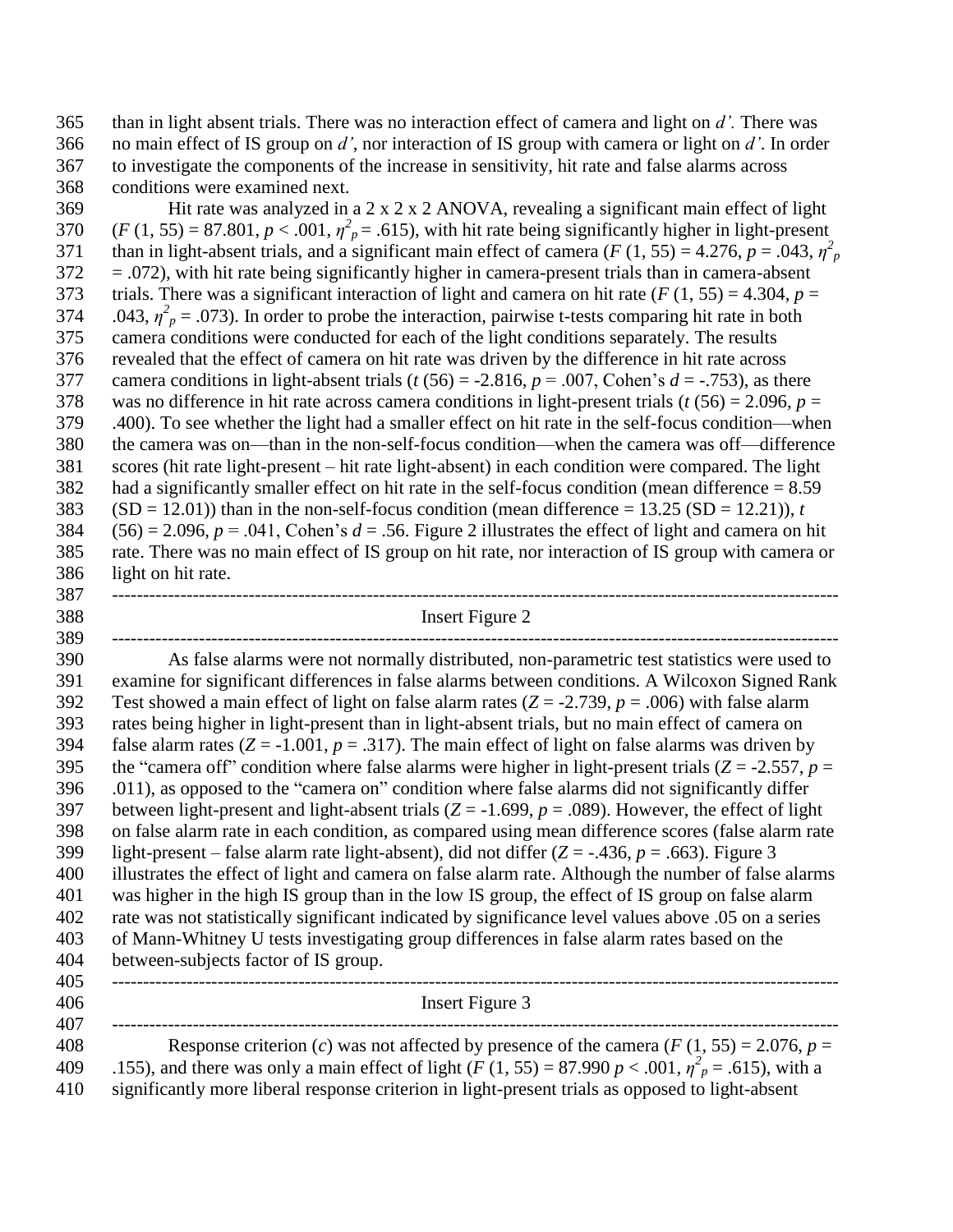than in light absent trials. There was no interaction effect of camera and light on *d'*. There was no main effect of IS group on *d'*, nor interaction of IS group with camera or light on *d'*. In order to investigate the components of the increase in sensitivity, hit rate and false alarms across conditions were examined next.

Hit rate was analyzed in a 2 x 2 x 2 ANOVA, revealing a significant main effect of light ($F$ (1, 55) = 87.801, $p$ < .001, $\eta^2_p$ = .615), with hit rate being significantly higher in light-present than in light-absent trials, and a significant main effect of camera ($F$ (1, 55) = 4.276, $p$ = .043, $\eta^2_p$ = .072), with hit rate being significantly higher in camera-present trials than in camera-absent trials. There was a significant interaction of light and camera on hit rate ($F$ (1, 55) = 4.304, $p$ = .043, $\eta^2_p$ = .073). In order to probe the interaction, pairwise t-tests comparing hit rate in both camera conditions were conducted for each of the light conditions separately. The results revealed that the effect of camera on hit rate was driven by the difference in hit rate across camera conditions in light-absent trials ($t$ (56) = -2.816, $p$ = .007, Cohen's $d$ = -.753), as there was no difference in hit rate across camera conditions in light-present trials ($t$ (56) = 2.096, $p$ = .400). To see whether the light had a smaller effect on hit rate in the self-focus condition—when the camera was on—than in the non-self-focus condition—when the camera was off—difference scores (hit rate light-present – hit rate light-absent) in each condition were compared. The light had a significantly smaller effect on hit rate in the self-focus condition (mean difference = 8.59 (SD = 12.01)) than in the non-self-focus condition (mean difference = 13.25 (SD = 12.21)), $t$ (56) = 2.096, $p$ = .041, Cohen's $d$ = .56. Figure 2 illustrates the effect of light and camera on hit rate. There was no main effect of IS group on hit rate, nor interaction of IS group with camera or light on hit rate.

---

Insert Figure 2

---

As false alarms were not normally distributed, non-parametric test statistics were used to examine for significant differences in false alarms between conditions. A Wilcoxon Signed Rank Test showed a main effect of light on false alarm rates ($Z$ = -2.739, $p$ = .006) with false alarm rates being higher in light-present than in light-absent trials, but no main effect of camera on false alarm rates ($Z$ = -1.001, $p$ = .317). The main effect of light on false alarms was driven by the "camera off" condition where false alarms were higher in light-present trials ($Z$ = -2.557, $p$ = .011), as opposed to the "camera on" condition where false alarms did not significantly differ between light-present and light-absent trials ($Z$ = -1.699, $p$ = .089). However, the effect of light on false alarm rate in each condition, as compared using mean difference scores (false alarm rate light-present – false alarm rate light-absent), did not differ ($Z$ = -.436, $p$ = .663). Figure 3 illustrates the effect of light and camera on false alarm rate. Although the number of false alarms was higher in the high IS group than in the low IS group, the effect of IS group on false alarm rate was not statistically significant indicated by significance level values above .05 on a series of Mann-Whitney U tests investigating group differences in false alarm rates based on the between-subjects factor of IS group.

---

Insert Figure 3

---

Response criterion ($c$) was not affected by presence of the camera ($F$ (1, 55) = 2.076, $p$ = .155), and there was only a main effect of light ($F$ (1, 55) = 87.990 $p$ < .001, $\eta^2_p$ = .615), with a significantly more liberal response criterion in light-present trials as opposed to light-absent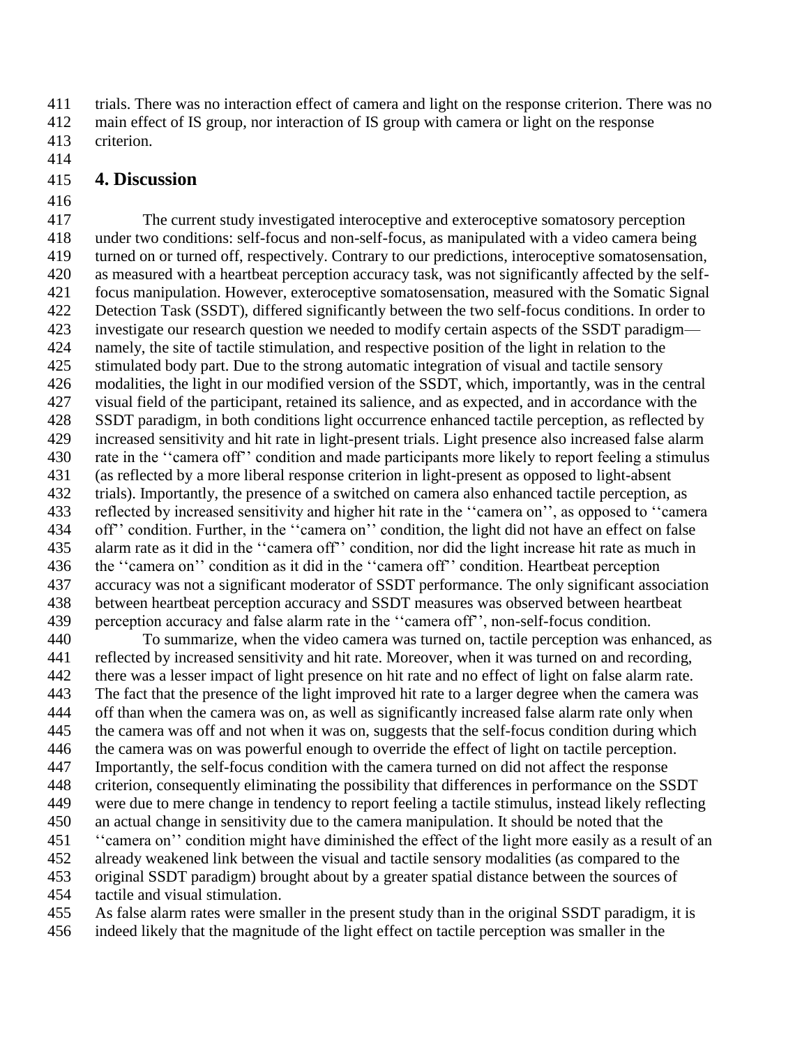trials. There was no interaction effect of camera and light on the response criterion. There was no main effect of IS group, nor interaction of IS group with camera or light on the response criterion.

## 4. Discussion

The current study investigated interoceptive and exteroceptive somatosory perception under two conditions: self-focus and non-self-focus, as manipulated with a video camera being turned on or turned off, respectively. Contrary to our predictions, interoceptive somatosensation, as measured with a heartbeat perception accuracy task, was not significantly affected by the self-focus manipulation. However, exteroceptive somatosensation, measured with the Somatic Signal Detection Task (SSDT), differed significantly between the two self-focus conditions. In order to investigate our research question we needed to modify certain aspects of the SSDT paradigm—namely, the site of tactile stimulation, and respective position of the light in relation to the stimulated body part. Due to the strong automatic integration of visual and tactile sensory modalities, the light in our modified version of the SSDT, which, importantly, was in the central visual field of the participant, retained its salience, and as expected, and in accordance with the SSDT paradigm, in both conditions light occurrence enhanced tactile perception, as reflected by increased sensitivity and hit rate in light-present trials. Light presence also increased false alarm rate in the ''camera off'' condition and made participants more likely to report feeling a stimulus (as reflected by a more liberal response criterion in light-present as opposed to light-absent trials). Importantly, the presence of a switched on camera also enhanced tactile perception, as reflected by increased sensitivity and higher hit rate in the ''camera on'', as opposed to ''camera off'' condition. Further, in the ''camera on'' condition, the light did not have an effect on false alarm rate as it did in the ''camera off'' condition, nor did the light increase hit rate as much in the ''camera on'' condition as it did in the ''camera off'' condition. Heartbeat perception accuracy was not a significant moderator of SSDT performance. The only significant association between heartbeat perception accuracy and SSDT measures was observed between heartbeat perception accuracy and false alarm rate in the ''camera off'', non-self-focus condition.

To summarize, when the video camera was turned on, tactile perception was enhanced, as reflected by increased sensitivity and hit rate. Moreover, when it was turned on and recording, there was a lesser impact of light presence on hit rate and no effect of light on false alarm rate. The fact that the presence of the light improved hit rate to a larger degree when the camera was off than when the camera was on, as well as significantly increased false alarm rate only when the camera was off and not when it was on, suggests that the self-focus condition during which the camera was on was powerful enough to override the effect of light on tactile perception. Importantly, the self-focus condition with the camera turned on did not affect the response criterion, consequently eliminating the possibility that differences in performance on the SSDT were due to mere change in tendency to report feeling a tactile stimulus, instead likely reflecting an actual change in sensitivity due to the camera manipulation. It should be noted that the ''camera on'' condition might have diminished the effect of the light more easily as a result of an already weakened link between the visual and tactile sensory modalities (as compared to the original SSDT paradigm) brought about by a greater spatial distance between the sources of tactile and visual stimulation.

As false alarm rates were smaller in the present study than in the original SSDT paradigm, it is indeed likely that the magnitude of the light effect on tactile perception was smaller in the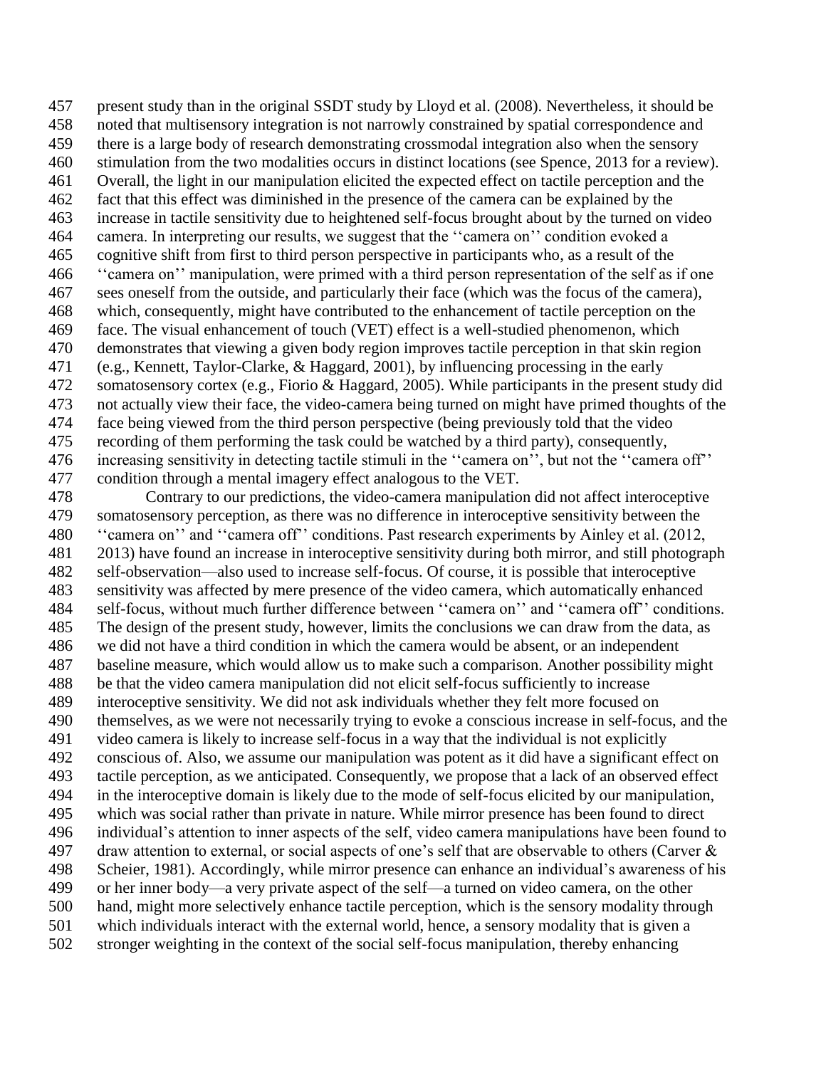present study than in the original SSDT study by Lloyd et al. (2008). Nevertheless, it should be noted that multisensory integration is not narrowly constrained by spatial correspondence and there is a large body of research demonstrating crossmodal integration also when the sensory stimulation from the two modalities occurs in distinct locations (see Spence, 2013 for a review). Overall, the light in our manipulation elicited the expected effect on tactile perception and the fact that this effect was diminished in the presence of the camera can be explained by the increase in tactile sensitivity due to heightened self-focus brought about by the turned on video camera. In interpreting our results, we suggest that the ''camera on'' condition evoked a cognitive shift from first to third person perspective in participants who, as a result of the ''camera on'' manipulation, were primed with a third person representation of the self as if one sees oneself from the outside, and particularly their face (which was the focus of the camera), which, consequently, might have contributed to the enhancement of tactile perception on the face. The visual enhancement of touch (VET) effect is a well-studied phenomenon, which demonstrates that viewing a given body region improves tactile perception in that skin region (e.g., Kennett, Taylor-Clarke, & Haggard, 2001), by influencing processing in the early somatosensory cortex (e.g., Fiorio & Haggard, 2005). While participants in the present study did not actually view their face, the video-camera being turned on might have primed thoughts of the face being viewed from the third person perspective (being previously told that the video recording of them performing the task could be watched by a third party), consequently, increasing sensitivity in detecting tactile stimuli in the ''camera on'', but not the ''camera off'' condition through a mental imagery effect analogous to the VET.

Contrary to our predictions, the video-camera manipulation did not affect interoceptive somatosensory perception, as there was no difference in interoceptive sensitivity between the ''camera on'' and ''camera off'' conditions. Past research experiments by Ainley et al. (2012, 2013) have found an increase in interoceptive sensitivity during both mirror, and still photograph self-observation—also used to increase self-focus. Of course, it is possible that interoceptive sensitivity was affected by mere presence of the video camera, which automatically enhanced self-focus, without much further difference between ''camera on'' and ''camera off'' conditions. The design of the present study, however, limits the conclusions we can draw from the data, as we did not have a third condition in which the camera would be absent, or an independent baseline measure, which would allow us to make such a comparison. Another possibility might be that the video camera manipulation did not elicit self-focus sufficiently to increase interoceptive sensitivity. We did not ask individuals whether they felt more focused on themselves, as we were not necessarily trying to evoke a conscious increase in self-focus, and the video camera is likely to increase self-focus in a way that the individual is not explicitly conscious of. Also, we assume our manipulation was potent as it did have a significant effect on tactile perception, as we anticipated. Consequently, we propose that a lack of an observed effect in the interoceptive domain is likely due to the mode of self-focus elicited by our manipulation, which was social rather than private in nature. While mirror presence has been found to direct individual's attention to inner aspects of the self, video camera manipulations have been found to draw attention to external, or social aspects of one's self that are observable to others (Carver & Scheier, 1981). Accordingly, while mirror presence can enhance an individual's awareness of his or her inner body—a very private aspect of the self—a turned on video camera, on the other hand, might more selectively enhance tactile perception, which is the sensory modality through which individuals interact with the external world, hence, a sensory modality that is given a stronger weighting in the context of the social self-focus manipulation, thereby enhancing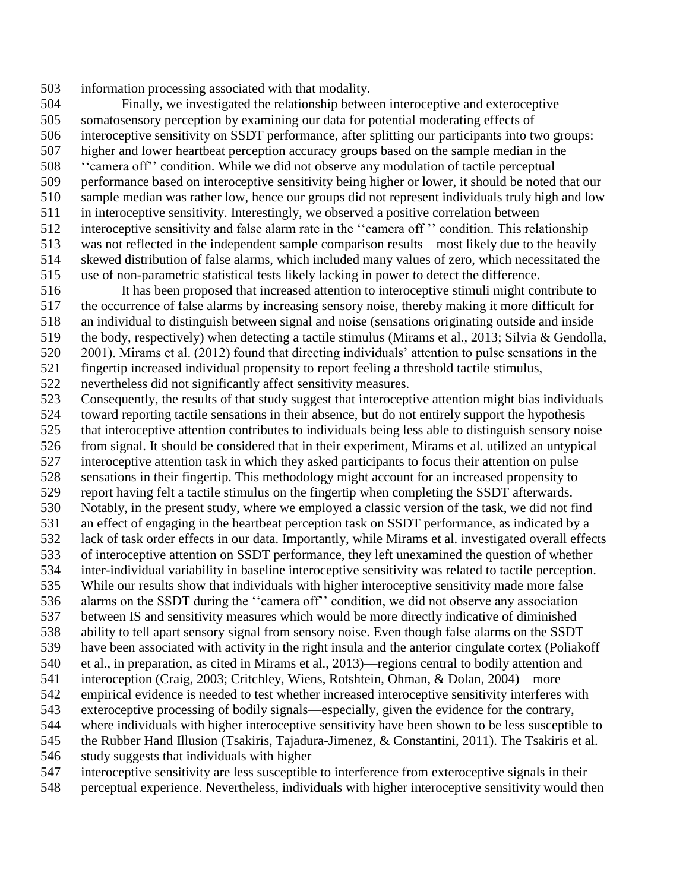information processing associated with that modality.

Finally, we investigated the relationship between interoceptive and exteroceptive somatosensory perception by examining our data for potential moderating effects of interoceptive sensitivity on SSDT performance, after splitting our participants into two groups: higher and lower heartbeat perception accuracy groups based on the sample median in the ''camera off'' condition. While we did not observe any modulation of tactile perceptual performance based on interoceptive sensitivity being higher or lower, it should be noted that our sample median was rather low, hence our groups did not represent individuals truly high and low in interoceptive sensitivity. Interestingly, we observed a positive correlation between interoceptive sensitivity and false alarm rate in the ''camera off '' condition. This relationship was not reflected in the independent sample comparison results—most likely due to the heavily skewed distribution of false alarms, which included many values of zero, which necessitated the use of non-parametric statistical tests likely lacking in power to detect the difference.

It has been proposed that increased attention to interoceptive stimuli might contribute to the occurrence of false alarms by increasing sensory noise, thereby making it more difficult for an individual to distinguish between signal and noise (sensations originating outside and inside the body, respectively) when detecting a tactile stimulus (Mirams et al., 2013; Silvia & Gendolla, 2001). Mirams et al. (2012) found that directing individuals' attention to pulse sensations in the fingertip increased individual propensity to report feeling a threshold tactile stimulus, nevertheless did not significantly affect sensitivity measures.

Consequently, the results of that study suggest that interoceptive attention might bias individuals toward reporting tactile sensations in their absence, but do not entirely support the hypothesis that interoceptive attention contributes to individuals being less able to distinguish sensory noise from signal. It should be considered that in their experiment, Mirams et al. utilized an untypical interoceptive attention task in which they asked participants to focus their attention on pulse sensations in their fingertip. This methodology might account for an increased propensity to report having felt a tactile stimulus on the fingertip when completing the SSDT afterwards. Notably, in the present study, where we employed a classic version of the task, we did not find an effect of engaging in the heartbeat perception task on SSDT performance, as indicated by a lack of task order effects in our data. Importantly, while Mirams et al. investigated overall effects of interoceptive attention on SSDT performance, they left unexamined the question of whether inter-individual variability in baseline interoceptive sensitivity was related to tactile perception. While our results show that individuals with higher interoceptive sensitivity made more false alarms on the SSDT during the ''camera off'' condition, we did not observe any association between IS and sensitivity measures which would be more directly indicative of diminished ability to tell apart sensory signal from sensory noise. Even though false alarms on the SSDT have been associated with activity in the right insula and the anterior cingulate cortex (Poliakoff et al., in preparation, as cited in Mirams et al., 2013)—regions central to bodily attention and interoception (Craig, 2003; Critchley, Wiens, Rotshtein, Ohman, & Dolan, 2004)—more empirical evidence is needed to test whether increased interoceptive sensitivity interferes with exteroceptive processing of bodily signals—especially, given the evidence for the contrary, where individuals with higher interoceptive sensitivity have been shown to be less susceptible to the Rubber Hand Illusion (Tsakiris, Tajadura-Jimenez, & Constantini, 2011). The Tsakiris et al. study suggests that individuals with higher interoceptive sensitivity are less susceptible to interference from exteroceptive signals in their perceptual experience. Nevertheless, individuals with higher interoceptive sensitivity would then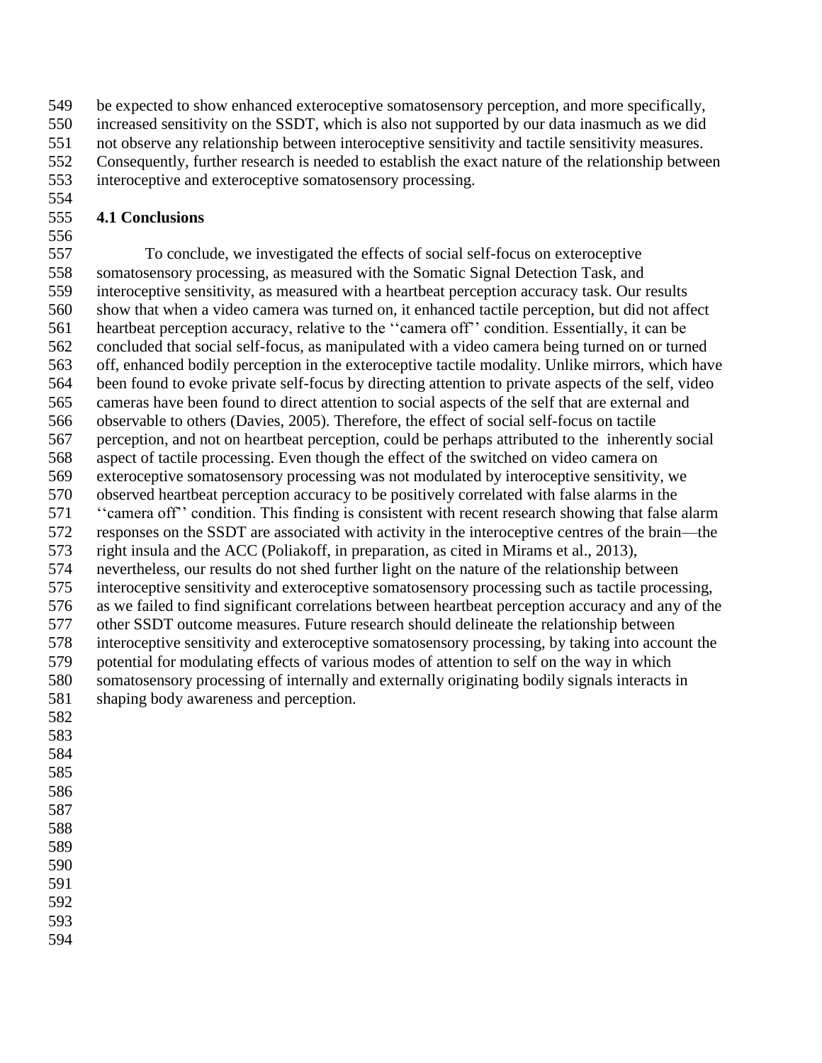be expected to show enhanced exteroceptive somatosensory perception, and more specifically, increased sensitivity on the SSDT, which is also not supported by our data inasmuch as we did not observe any relationship between interoceptive sensitivity and tactile sensitivity measures. Consequently, further research is needed to establish the exact nature of the relationship between interoceptive and exteroceptive somatosensory processing.

### 4.1 Conclusions

To conclude, we investigated the effects of social self-focus on exteroceptive somatosensory processing, as measured with the Somatic Signal Detection Task, and interoceptive sensitivity, as measured with a heartbeat perception accuracy task. Our results show that when a video camera was turned on, it enhanced tactile perception, but did not affect heartbeat perception accuracy, relative to the ''camera off'' condition. Essentially, it can be concluded that social self-focus, as manipulated with a video camera being turned on or turned off, enhanced bodily perception in the exteroceptive tactile modality. Unlike mirrors, which have been found to evoke private self-focus by directing attention to private aspects of the self, video cameras have been found to direct attention to social aspects of the self that are external and observable to others (Davies, 2005). Therefore, the effect of social self-focus on tactile perception, and not on heartbeat perception, could be perhaps attributed to the inherently social aspect of tactile processing. Even though the effect of the switched on video camera on exteroceptive somatosensory processing was not modulated by interoceptive sensitivity, we observed heartbeat perception accuracy to be positively correlated with false alarms in the ''camera off'' condition. This finding is consistent with recent research showing that false alarm responses on the SSDT are associated with activity in the interoceptive centres of the brain—the right insula and the ACC (Poliakoff, in preparation, as cited in Mirams et al., 2013), nevertheless, our results do not shed further light on the nature of the relationship between interoceptive sensitivity and exteroceptive somatosensory processing such as tactile processing, as we failed to find significant correlations between heartbeat perception accuracy and any of the other SSDT outcome measures. Future research should delineate the relationship between interoceptive sensitivity and exteroceptive somatosensory processing, by taking into account the potential for modulating effects of various modes of attention to self on the way in which somatosensory processing of internally and externally originating bodily signals interacts in shaping body awareness and perception.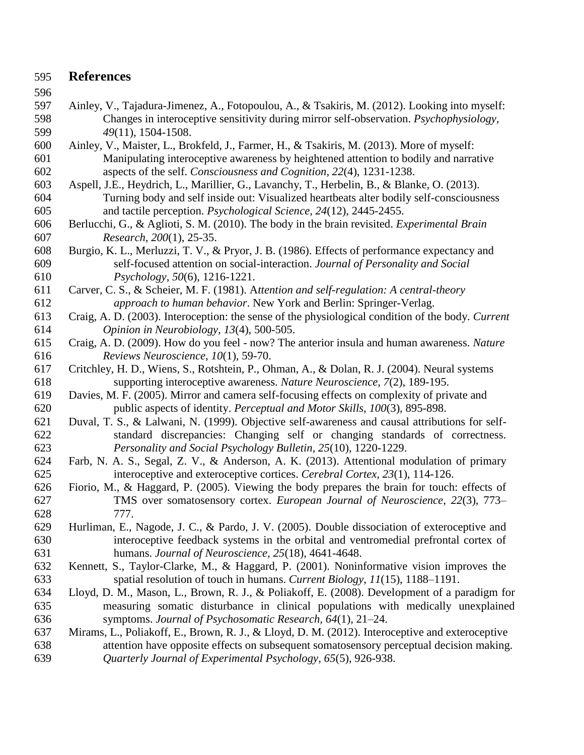## References

Ainley, V., Tajadura-Jimenez, A., Fotopoulou, A., & Tsakiris, M. (2012). Looking into myself: Changes in interoceptive sensitivity during mirror self-observation. *Psychophysiology, 49*(11), 1504-1508.

Ainley, V., Maister, L., Brokfeld, J., Farmer, H., & Tsakiris, M. (2013). More of myself: Manipulating interoceptive awareness by heightened attention to bodily and narrative aspects of the self. *Consciousness and Cognition, 22*(4), 1231-1238.

Aspell, J.E., Heydrich, L., Marillier, G., Lavanchy, T., Herbelin, B., & Blanke, O. (2013). Turning body and self inside out: Visualized heartbeats alter bodily self-consciousness and tactile perception. *Psychological Science, 24*(12), 2445-2455.

Berlucchi, G., & Aglioti, S. M. (2010). The body in the brain revisited. *Experimental Brain Research, 200*(1), 25-35.

Burgio, K. L., Merluzzi, T. V., & Pryor, J. B. (1986). Effects of performance expectancy and self-focused attention on social-interaction. *Journal of Personality and Social Psychology, 50*(6), 1216-1221.

Carver, C. S., & Scheier, M. F. (1981). A*ttention and self-regulation: A central-theory approach to human behavior*. New York and Berlin: Springer-Verlag.

Craig, A. D. (2003). Interoception: the sense of the physiological condition of the body. *Current Opinion in Neurobiology, 13*(4), 500-505.

Craig, A. D. (2009). How do you feel - now? The anterior insula and human awareness. *Nature Reviews Neuroscience, 10*(1), 59-70.

Critchley, H. D., Wiens, S., Rotshtein, P., Ohman, A., & Dolan, R. J. (2004). Neural systems supporting interoceptive awareness. *Nature Neuroscience, 7*(2), 189-195.

Davies, M. F. (2005). Mirror and camera self-focusing effects on complexity of private and public aspects of identity. *Perceptual and Motor Skills, 100*(3), 895-898.

Duval, T. S., & Lalwani, N. (1999). Objective self-awareness and causal attributions for self-standard discrepancies: Changing self or changing standards of correctness. *Personality and Social Psychology Bulletin, 25*(10), 1220-1229.

Farb, N. A. S., Segal, Z. V., & Anderson, A. K. (2013). Attentional modulation of primary interoceptive and exteroceptive cortices. *Cerebral Cortex, 23*(1), 114-126.

Fiorio, M., & Haggard, P. (2005). Viewing the body prepares the brain for touch: effects of TMS over somatosensory cortex. *European Journal of Neuroscience, 22*(3), 773–777.

Hurliman, E., Nagode, J. C., & Pardo, J. V. (2005). Double dissociation of exteroceptive and interoceptive feedback systems in the orbital and ventromedial prefrontal cortex of humans. *Journal of Neuroscience, 25*(18), 4641-4648.

Kennett, S., Taylor-Clarke, M., & Haggard, P. (2001). Noninformative vision improves the spatial resolution of touch in humans. *Current Biology, 11*(15), 1188–1191.

Lloyd, D. M., Mason, L., Brown, R. J., & Poliakoff, E. (2008). Development of a paradigm for measuring somatic disturbance in clinical populations with medically unexplained symptoms. *Journal of Psychosomatic Research, 64*(1), 21–24.

Mirams, L., Poliakoff, E., Brown, R. J., & Lloyd, D. M. (2012). Interoceptive and exteroceptive attention have opposite effects on subsequent somatosensory perceptual decision making. *Quarterly Journal of Experimental Psychology, 65*(5), 926-938.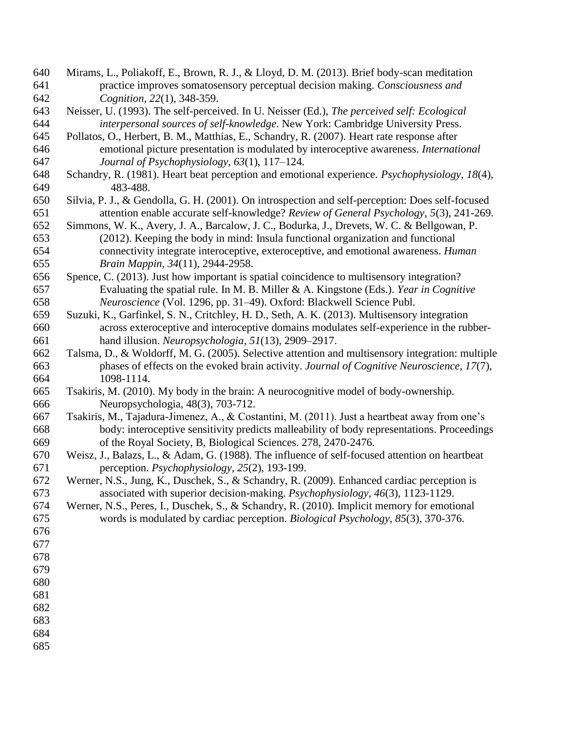Mirams, L., Poliakoff, E., Brown, R. J., & Lloyd, D. M. (2013). Brief body-scan meditation practice improves somatosensory perceptual decision making. *Consciousness and Cognition*, *22*(1), 348-359.

Neisser, U. (1993). The self-perceived. In U. Neisser (Ed.), *The perceived self: Ecological interpersonal sources of self-knowledge*. New York: Cambridge University Press.

Pollatos, O., Herbert, B. M., Matthias, E., Schandry, R. (2007). Heart rate response after emotional picture presentation is modulated by interoceptive awareness. *International Journal of Psychophysiology*, *63*(1), 117–124.

Schandry, R. (1981). Heart beat perception and emotional experience. *Psychophysiology*, *18*(4), 483-488.

Silvia, P. J., & Gendolla, G. H. (2001). On introspection and self-perception: Does self-focused attention enable accurate self-knowledge? *Review of General Psychology*, *5*(3), 241-269.

Simmons, W. K., Avery, J. A., Barcalow, J. C., Bodurka, J., Drevets, W. C. & Bellgowan, P. (2012). Keeping the body in mind: Insula functional organization and functional connectivity integrate interoceptive, exteroceptive, and emotional awareness. *Human Brain Mappin*, *34*(11), 2944-2958.

Spence, C. (2013). Just how important is spatial coincidence to multisensory integration? Evaluating the spatial rule. In M. B. Miller & A. Kingstone (Eds.). *Year in Cognitive Neuroscience* (Vol. 1296, pp. 31–49). Oxford: Blackwell Science Publ.

Suzuki, K., Garfinkel, S. N., Critchley, H. D., Seth, A. K. (2013). Multisensory integration across exteroceptive and interoceptive domains modulates self-experience in the rubber-hand illusion. *Neuropsychologia*, *51*(13), 2909–2917.

Talsma, D., & Woldorff, M. G. (2005). Selective attention and multisensory integration: multiple phases of effects on the evoked brain activity. *Journal of Cognitive Neuroscience*, *17*(7), 1098-1114.

Tsakiris, M. (2010). My body in the brain: A neurocognitive model of body-ownership. Neuropsychologia, 48(3), 703-712.

Tsakiris, M., Tajadura-Jimenez, A., & Costantini, M. (2011). Just a heartbeat away from one's body: interoceptive sensitivity predicts malleability of body representations. Proceedings of the Royal Society, B, Biological Sciences. 278, 2470-2476.

Weisz, J., Balazs, L., & Adam, G. (1988). The influence of self-focused attention on heartbeat perception. *Psychophysiology*, *25*(2), 193-199.

Werner, N.S., Jung, K., Duschek, S., & Schandry, R. (2009). Enhanced cardiac perception is associated with superior decision-making. *Psychophysiology*, *46*(3), 1123-1129.

Werner, N.S., Peres, I., Duschek, S., & Schandry, R. (2010). Implicit memory for emotional words is modulated by cardiac perception. *Biological Psychology*, *85*(3), 370-376.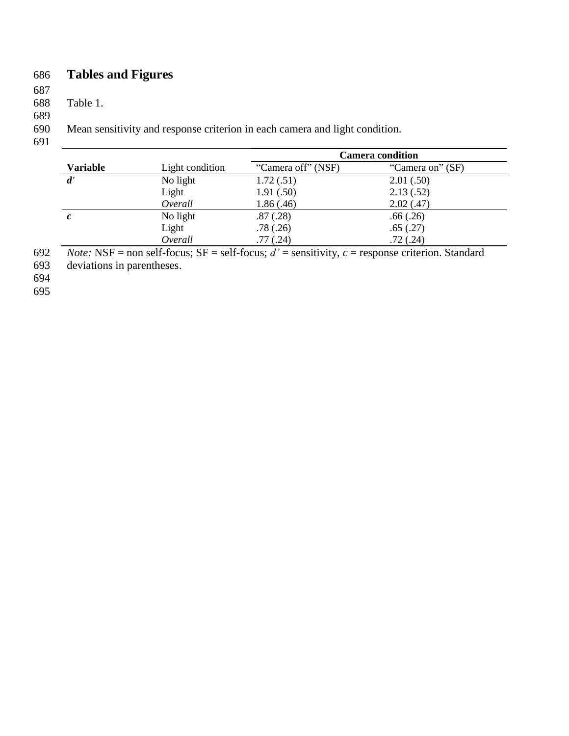# Tables and Figures

Table 1.

Mean sensitivity and response criterion in each camera and light condition.

| Variable | Light condition | Camera condition | |
|---|---|---|---|
| | | “Camera off” (NSF) | “Camera on” (SF) |
| ***d'*** | No light | 1.72 (.51) | 2.01 (.50) |
| | Light | 1.91 (.50) | 2.13 (.52) |
| | *Overall* | 1.86 (.46) | 2.02 (.47) |
| ***c*** | No light | .87 (.28) | .66 (.26) |
| | Light | .78 (.26) | .65 (.27) |
| | *Overall* | .77 (.24) | .72 (.24) |

*Note:* NSF = non self-focus; SF = self-focus; *d'* = sensitivity, *c* = response criterion. Standard deviations in parentheses.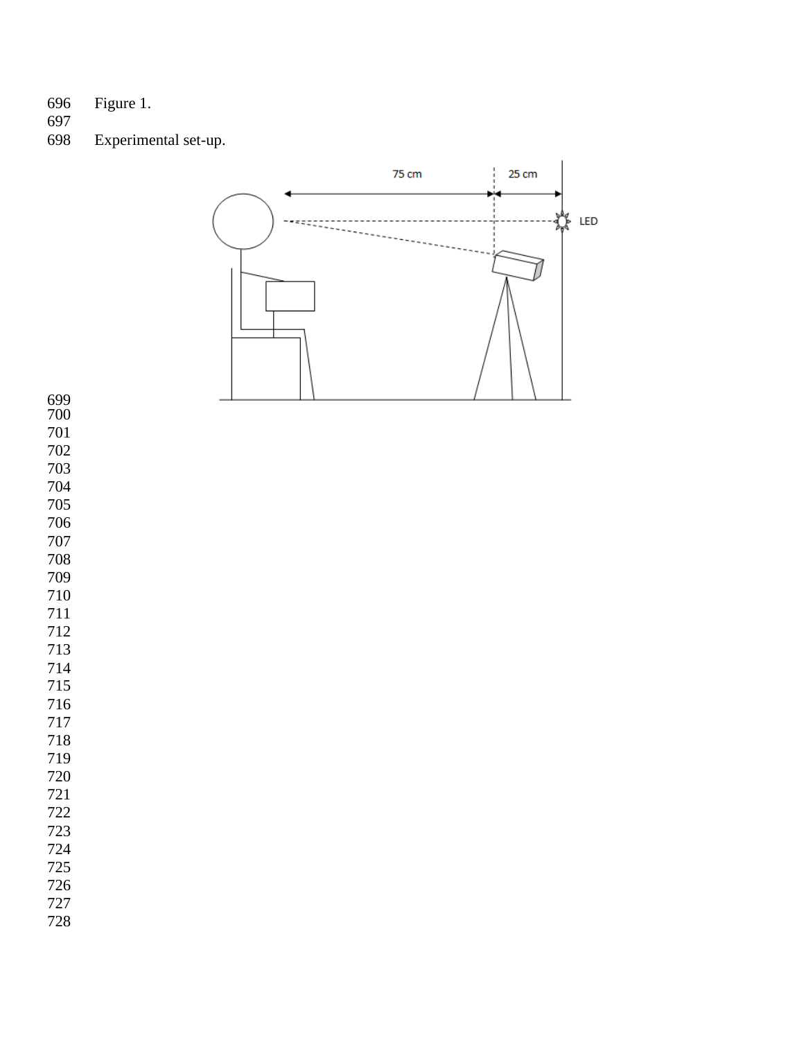Figure 1.

Experimental set-up.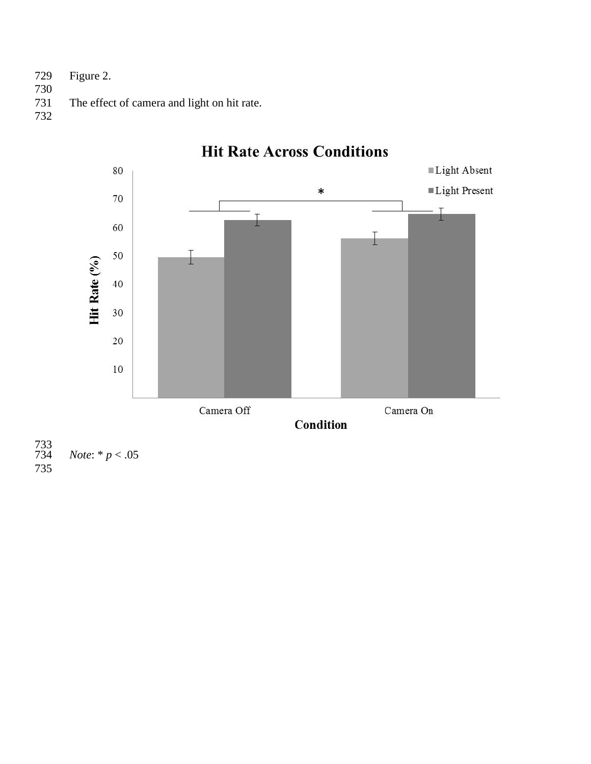Figure 2.

The effect of camera and light on hit rate.

Note: * $p < .05$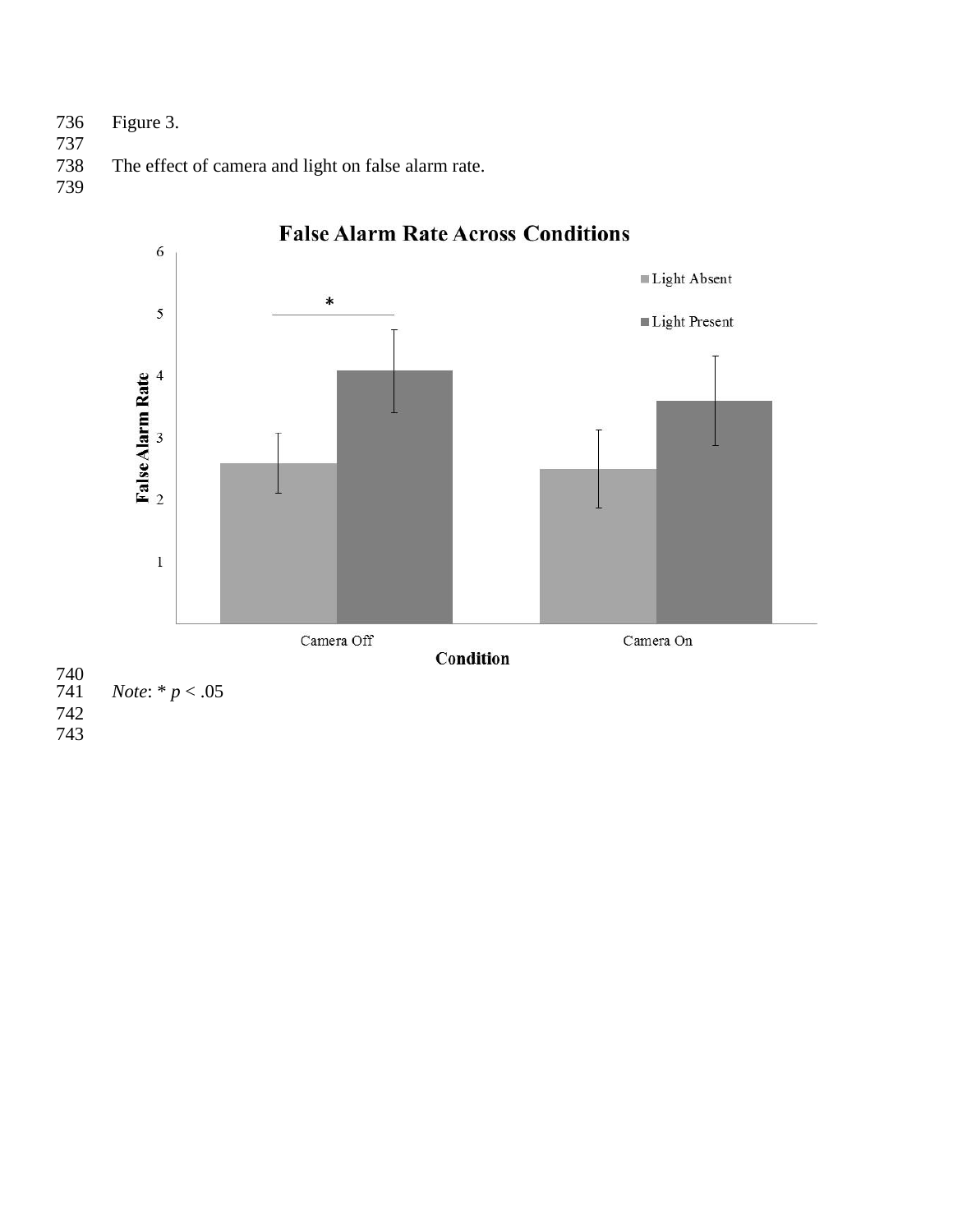Figure 3.

The effect of camera and light on false alarm rate.

False Alarm Rate Across Conditions

6
5
4
3
2
1

False Alarm Rate

*

Light Absent
Light Present

Camera Off
Camera On

Condition

*Note*: * $p < .05$